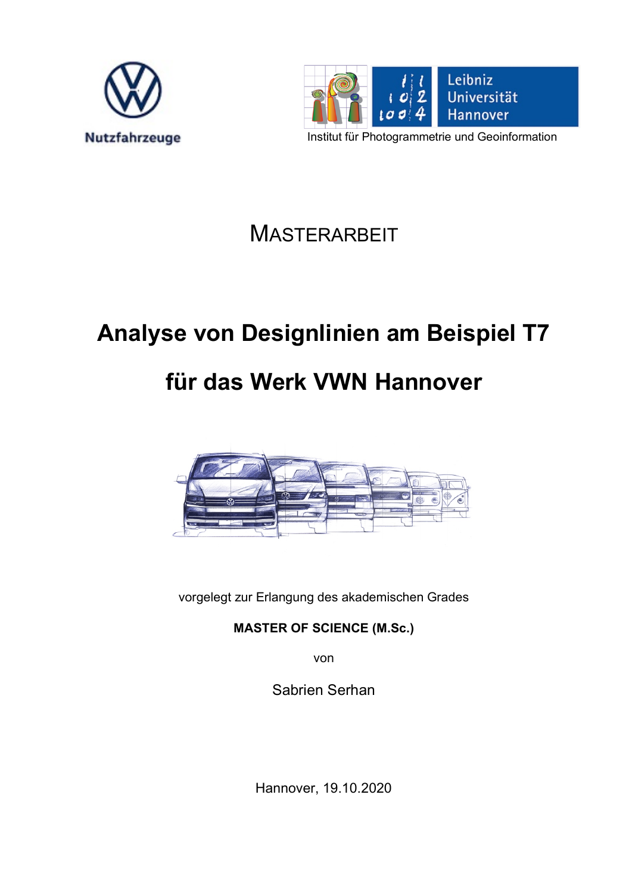Nutzfahrzeuge

Leibniz Universität Hannover

Institut für Photogrammetrie und Geoinformation

# MASTERARBEIT

# Analyse von Designlinien am Beispiel T7 für das Werk VWN Hannover

vorgelegt zur Erlangung des akademischen Grades

**MASTER OF SCIENCE (M.Sc.)**

von

Sabrien Serhan

Hannover, 19.10.2020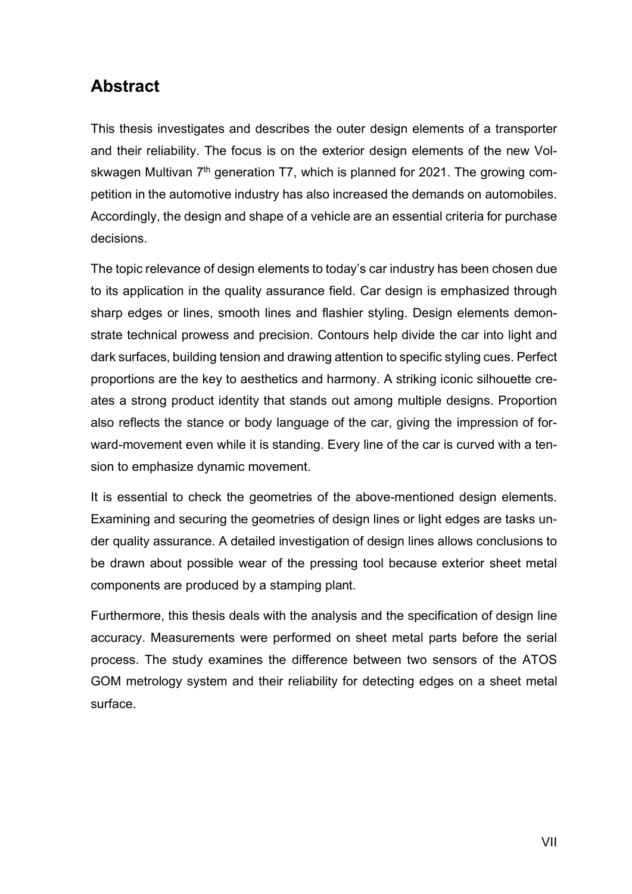## Abstract

This thesis investigates and describes the outer design elements of a transporter and their reliability. The focus is on the exterior design elements of the new Volskwagen Multivan $7^{th}$ generation T7, which is planned for 2021. The growing competition in the automotive industry has also increased the demands on automobiles. Accordingly, the design and shape of a vehicle are an essential criteria for purchase decisions.

The topic relevance of design elements to today's car industry has been chosen due to its application in the quality assurance field. Car design is emphasized through sharp edges or lines, smooth lines and flashier styling. Design elements demonstrate technical prowess and precision. Contours help divide the car into light and dark surfaces, building tension and drawing attention to specific styling cues. Perfect proportions are the key to aesthetics and harmony. A striking iconic silhouette creates a strong product identity that stands out among multiple designs. Proportion also reflects the stance or body language of the car, giving the impression of forward-movement even while it is standing. Every line of the car is curved with a tension to emphasize dynamic movement.

It is essential to check the geometries of the above-mentioned design elements. Examining and securing the geometries of design lines or light edges are tasks under quality assurance. A detailed investigation of design lines allows conclusions to be drawn about possible wear of the pressing tool because exterior sheet metal components are produced by a stamping plant.

Furthermore, this thesis deals with the analysis and the specification of design line accuracy. Measurements were performed on sheet metal parts before the serial process. The study examines the difference between two sensors of the ATOS GOM metrology system and their reliability for detecting edges on a sheet metal surface.